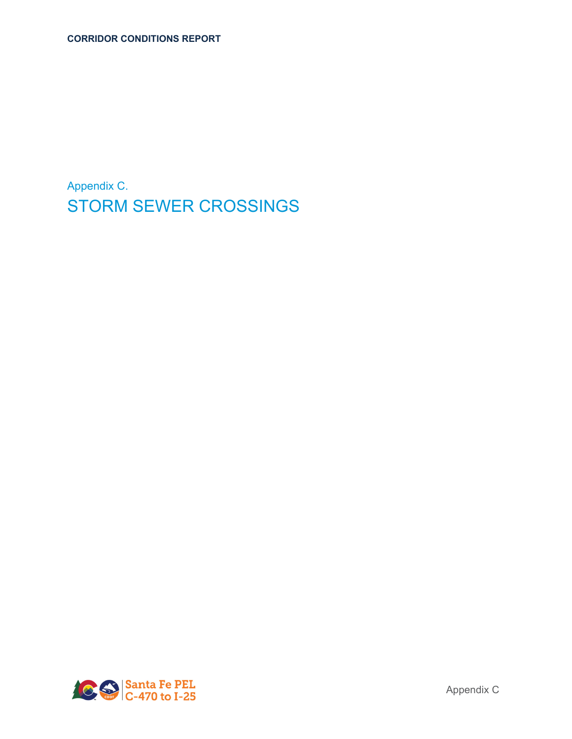Appendix C.

# STORM SEWER CROSSINGS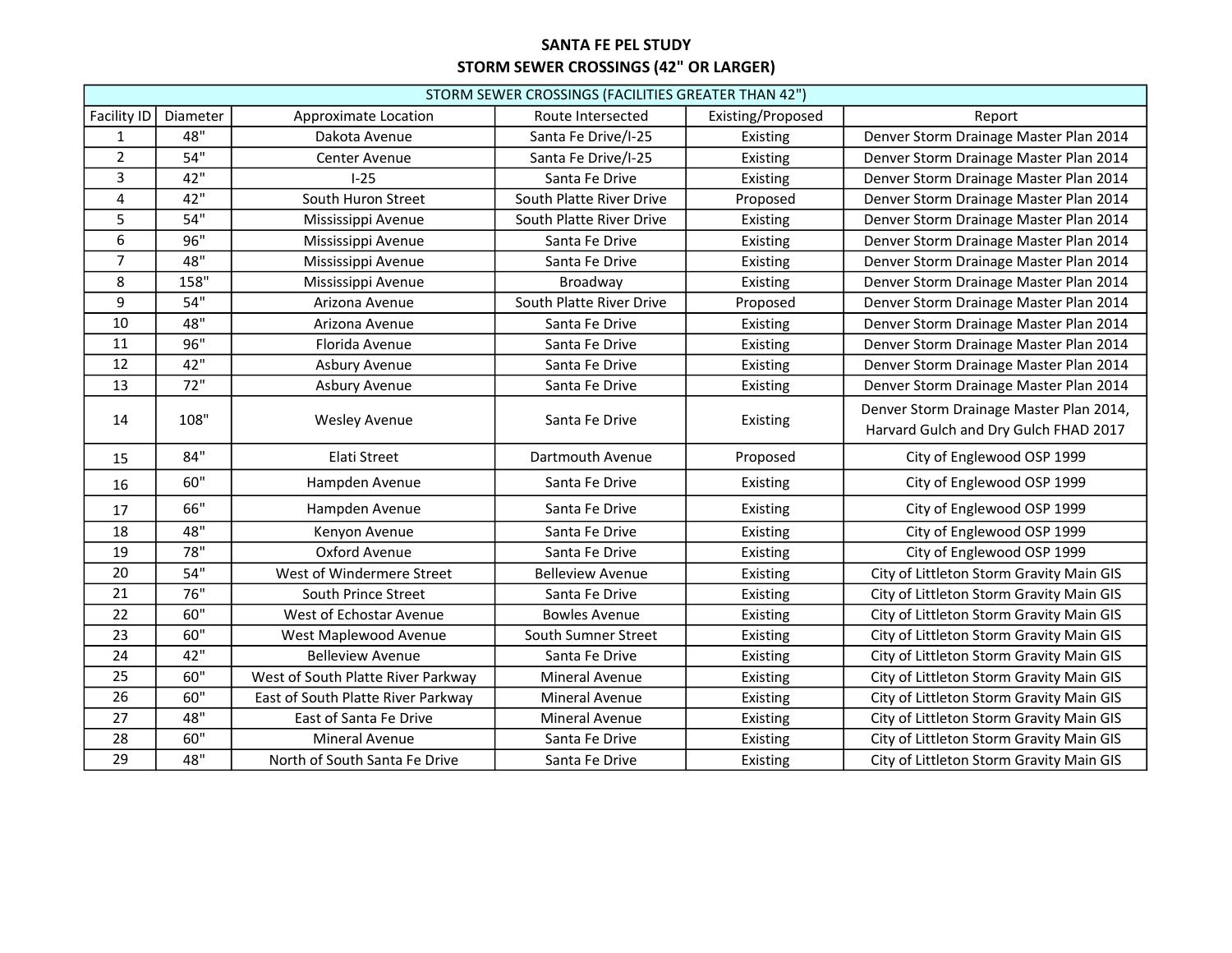## SANTA FE PEL STUDY
## STORM SEWER CROSSINGS (42" OR LARGER)

| STORM SEWER CROSSINGS (FACILITIES GREATER THAN 42") | | | | | |
|---|---|---|---|---|---|
| Facility ID | Diameter | Approximate Location | Route Intersected | Existing/Proposed | Report |
| 1 | 48" | Dakota Avenue | Santa Fe Drive/I-25 | Existing | Denver Storm Drainage Master Plan 2014 |
| 2 | 54" | Center Avenue | Santa Fe Drive/I-25 | Existing | Denver Storm Drainage Master Plan 2014 |
| 3 | 42" | I-25 | Santa Fe Drive | Existing | Denver Storm Drainage Master Plan 2014 |
| 4 | 42" | South Huron Street | South Platte River Drive | Proposed | Denver Storm Drainage Master Plan 2014 |
| 5 | 54" | Mississippi Avenue | South Platte River Drive | Existing | Denver Storm Drainage Master Plan 2014 |
| 6 | 96" | Mississippi Avenue | Santa Fe Drive | Existing | Denver Storm Drainage Master Plan 2014 |
| 7 | 48" | Mississippi Avenue | Santa Fe Drive | Existing | Denver Storm Drainage Master Plan 2014 |
| 8 | 158" | Mississippi Avenue | Broadway | Existing | Denver Storm Drainage Master Plan 2014 |
| 9 | 54" | Arizona Avenue | South Platte River Drive | Proposed | Denver Storm Drainage Master Plan 2014 |
| 10 | 48" | Arizona Avenue | Santa Fe Drive | Existing | Denver Storm Drainage Master Plan 2014 |
| 11 | 96" | Florida Avenue | Santa Fe Drive | Existing | Denver Storm Drainage Master Plan 2014 |
| 12 | 42" | Asbury Avenue | Santa Fe Drive | Existing | Denver Storm Drainage Master Plan 2014 |
| 13 | 72" | Asbury Avenue | Santa Fe Drive | Existing | Denver Storm Drainage Master Plan 2014 |
| 14 | 108" | Wesley Avenue | Santa Fe Drive | Existing | Denver Storm Drainage Master Plan 2014, Harvard Gulch and Dry Gulch FHAD 2017 |
| 15 | 84" | Elati Street | Dartmouth Avenue | Proposed | City of Englewood OSP 1999 |
| 16 | 60" | Hampden Avenue | Santa Fe Drive | Existing | City of Englewood OSP 1999 |
| 17 | 66" | Hampden Avenue | Santa Fe Drive | Existing | City of Englewood OSP 1999 |
| 18 | 48" | Kenyon Avenue | Santa Fe Drive | Existing | City of Englewood OSP 1999 |
| 19 | 78" | Oxford Avenue | Santa Fe Drive | Existing | City of Englewood OSP 1999 |
| 20 | 54" | West of Windermere Street | Belleview Avenue | Existing | City of Littleton Storm Gravity Main GIS |
| 21 | 76" | South Prince Street | Santa Fe Drive | Existing | City of Littleton Storm Gravity Main GIS |
| 22 | 60" | West of Echostar Avenue | Bowles Avenue | Existing | City of Littleton Storm Gravity Main GIS |
| 23 | 60" | West Maplewood Avenue | South Sumner Street | Existing | City of Littleton Storm Gravity Main GIS |
| 24 | 42" | Belleview Avenue | Santa Fe Drive | Existing | City of Littleton Storm Gravity Main GIS |
| 25 | 60" | West of South Platte River Parkway | Mineral Avenue | Existing | City of Littleton Storm Gravity Main GIS |
| 26 | 60" | East of South Platte River Parkway | Mineral Avenue | Existing | City of Littleton Storm Gravity Main GIS |
| 27 | 48" | East of Santa Fe Drive | Mineral Avenue | Existing | City of Littleton Storm Gravity Main GIS |
| 28 | 60" | Mineral Avenue | Santa Fe Drive | Existing | City of Littleton Storm Gravity Main GIS |
| 29 | 48" | North of South Santa Fe Drive | Santa Fe Drive | Existing | City of Littleton Storm Gravity Main GIS |